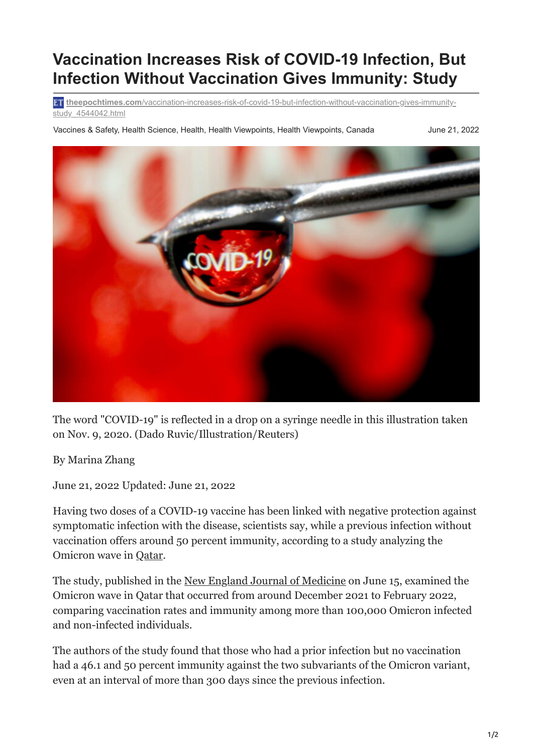# Vaccination Increases Risk of COVID-19 Infection, But Infection Without Vaccination Gives Immunity: Study

theepochtimes.com/vaccination-increases-risk-of-covid-19-but-infection-without-vaccination-gives-immunity-study_4544042.html

Vaccines & Safety, Health Science, Health, Health Viewpoints, Health Viewpoints, Canada — June 21, 2022

The word "COVID-19" is reflected in a drop on a syringe needle in this illustration taken on Nov. 9, 2020. (Dado Ruvic/Illustration/Reuters)

By Marina Zhang

June 21, 2022 Updated: June 21, 2022

Having two doses of a COVID-19 vaccine has been linked with negative protection against symptomatic infection with the disease, scientists say, while a previous infection without vaccination offers around 50 percent immunity, according to a study analyzing the Omicron wave in Qatar.

The study, published in the New England Journal of Medicine on June 15, examined the Omicron wave in Qatar that occurred from around December 2021 to February 2022, comparing vaccination rates and immunity among more than 100,000 Omicron infected and non-infected individuals.

The authors of the study found that those who had a prior infection but no vaccination had a 46.1 and 50 percent immunity against the two subvariants of the Omicron variant, even at an interval of more than 300 days since the previous infection.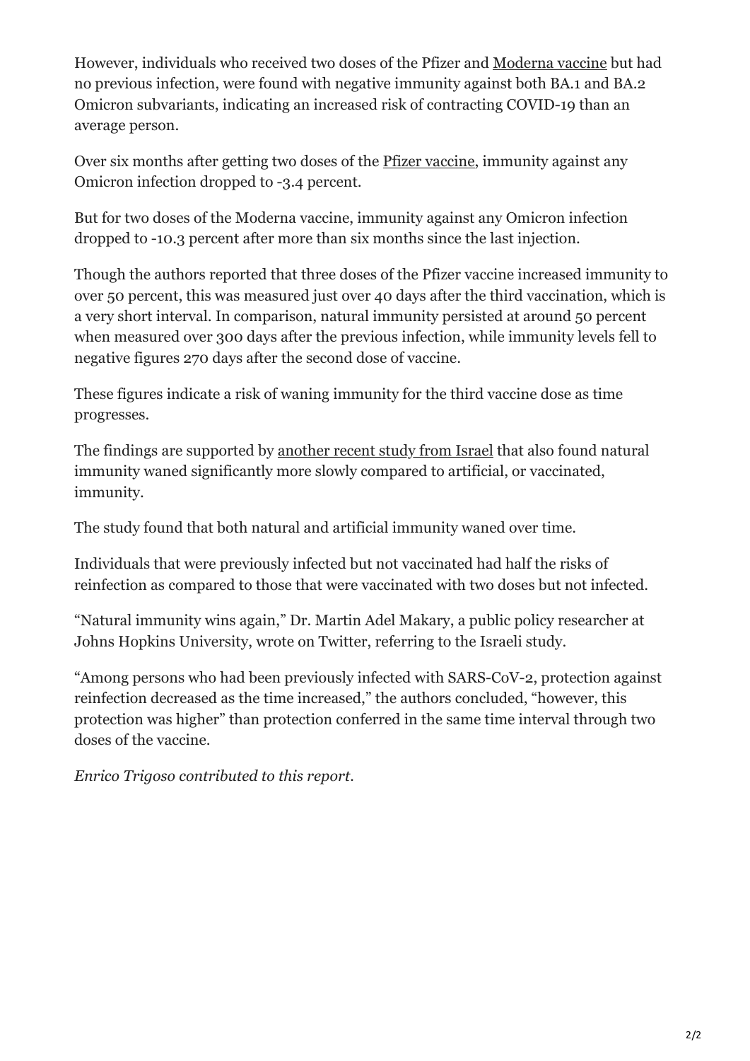However, individuals who received two doses of the Pfizer and Moderna vaccine but had no previous infection, were found with negative immunity against both BA.1 and BA.2 Omicron subvariants, indicating an increased risk of contracting COVID-19 than an average person.

Over six months after getting two doses of the Pfizer vaccine, immunity against any Omicron infection dropped to -3.4 percent.

But for two doses of the Moderna vaccine, immunity against any Omicron infection dropped to -10.3 percent after more than six months since the last injection.

Though the authors reported that three doses of the Pfizer vaccine increased immunity to over 50 percent, this was measured just over 40 days after the third vaccination, which is a very short interval. In comparison, natural immunity persisted at around 50 percent when measured over 300 days after the previous infection, while immunity levels fell to negative figures 270 days after the second dose of vaccine.

These figures indicate a risk of waning immunity for the third vaccine dose as time progresses.

The findings are supported by another recent study from Israel that also found natural immunity waned significantly more slowly compared to artificial, or vaccinated, immunity.

The study found that both natural and artificial immunity waned over time.

Individuals that were previously infected but not vaccinated had half the risks of reinfection as compared to those that were vaccinated with two doses but not infected.

"Natural immunity wins again," Dr. Martin Adel Makary, a public policy researcher at Johns Hopkins University, wrote on Twitter, referring to the Israeli study.

"Among persons who had been previously infected with SARS-CoV-2, protection against reinfection decreased as the time increased," the authors concluded, "however, this protection was higher" than protection conferred in the same time interval through two doses of the vaccine.

*Enrico Trigoso contributed to this report.*